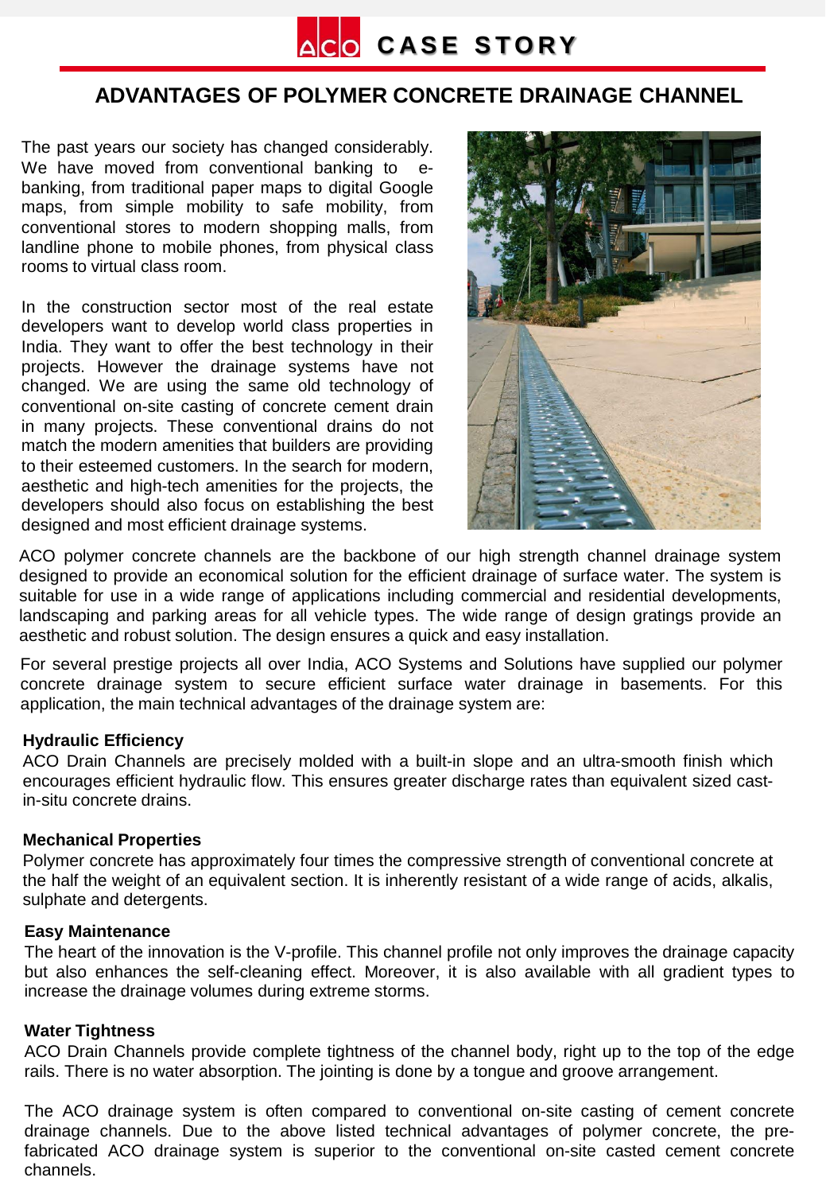ACO CASE STORY

# ADVANTAGES OF POLYMER CONCRETE DRAINAGE CHANNEL

The past years our society has changed considerably. We have moved from conventional banking to e-banking, from traditional paper maps to digital Google maps, from simple mobility to safe mobility, from conventional stores to modern shopping malls, from landline phone to mobile phones, from physical class rooms to virtual class room.

In the construction sector most of the real estate developers want to develop world class properties in India. They want to offer the best technology in their projects. However the drainage systems have not changed. We are using the same old technology of conventional on-site casting of concrete cement drain in many projects. These conventional drains do not match the modern amenities that builders are providing to their esteemed customers. In the search for modern, aesthetic and high-tech amenities for the projects, the developers should also focus on establishing the best designed and most efficient drainage systems.

ACO polymer concrete channels are the backbone of our high strength channel drainage system designed to provide an economical solution for the efficient drainage of surface water. The system is suitable for use in a wide range of applications including commercial and residential developments, landscaping and parking areas for all vehicle types. The wide range of design gratings provide an aesthetic and robust solution. The design ensures a quick and easy installation.

For several prestige projects all over India, ACO Systems and Solutions have supplied our polymer concrete drainage system to secure efficient surface water drainage in basements. For this application, the main technical advantages of the drainage system are:

**Hydraulic Efficiency**
ACO Drain Channels are precisely molded with a built-in slope and an ultra-smooth finish which encourages efficient hydraulic flow. This ensures greater discharge rates than equivalent sized cast-in-situ concrete drains.

**Mechanical Properties**
Polymer concrete has approximately four times the compressive strength of conventional concrete at the half the weight of an equivalent section. It is inherently resistant of a wide range of acids, alkalis, sulphate and detergents.

**Easy Maintenance**
The heart of the innovation is the V-profile. This channel profile not only improves the drainage capacity but also enhances the self-cleaning effect. Moreover, it is also available with all gradient types to increase the drainage volumes during extreme storms.

**Water Tightness**
ACO Drain Channels provide complete tightness of the channel body, right up to the top of the edge rails. There is no water absorption. The jointing is done by a tongue and groove arrangement.

The ACO drainage system is often compared to conventional on-site casting of cement concrete drainage channels. Due to the above listed technical advantages of polymer concrete, the pre-fabricated ACO drainage system is superior to the conventional on-site casted cement concrete channels.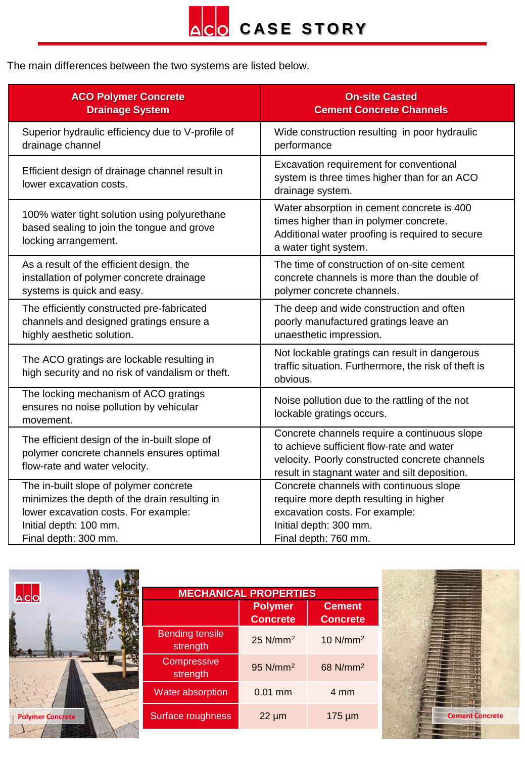The main differences between the two systems are listed below.

| ACO Polymer Concrete Drainage System | On-site Casted Cement Concrete Channels |
| --- | --- |
| Superior hydraulic efficiency due to V-profile of drainage channel | Wide construction resulting in poor hydraulic performance |
| Efficient design of drainage channel result in lower excavation costs. | Excavation requirement for conventional system is three times higher than for an ACO drainage system. |
| 100% water tight solution using polyurethane based sealing to join the tongue and grove locking arrangement. | Water absorption in cement concrete is 400 times higher than in polymer concrete. Additional water proofing is required to secure a water tight system. |
| As a result of the efficient design, the installation of polymer concrete drainage systems is quick and easy. | The time of construction of on-site cement concrete channels is more than the double of polymer concrete channels. |
| The efficiently constructed pre-fabricated channels and designed gratings ensure a highly aesthetic solution. | The deep and wide construction and often poorly manufactured gratings leave an unaesthetic impression. |
| The ACO gratings are lockable resulting in high security and no risk of vandalism or theft. | Not lockable gratings can result in dangerous traffic situation. Furthermore, the risk of theft is obvious. |
| The locking mechanism of ACO gratings ensures no noise pollution by vehicular movement. | Noise pollution due to the rattling of the not lockable gratings occurs. |
| The efficient design of the in-built slope of polymer concrete channels ensures optimal flow-rate and water velocity. | Concrete channels require a continuous slope to achieve sufficient flow-rate and water velocity. Poorly constructed concrete channels result in stagnant water and silt deposition. |
| The in-built slope of polymer concrete minimizes the depth of the drain resulting in lower excavation costs. For example:<br>Initial depth: 100 mm.<br>Final depth: 300 mm. | Concrete channels with continuous slope require more depth resulting in higher excavation costs. For example:<br>Initial depth: 300 mm.<br>Final depth: 760 mm. |

Polymer Concrete

| MECHANICAL PROPERTIES | | |
| --- | --- | --- |
| | Polymer Concrete | Cement Concrete |
| Bending tensile strength | 25 N/mm$^2$ | 10 N/mm$^2$ |
| Compressive strength | 95 N/mm$^2$ | 68 N/mm$^2$ |
| Water absorption | 0.01 mm | 4 mm |
| Surface roughness | 22 µm | 175 µm |

Cement Concrete